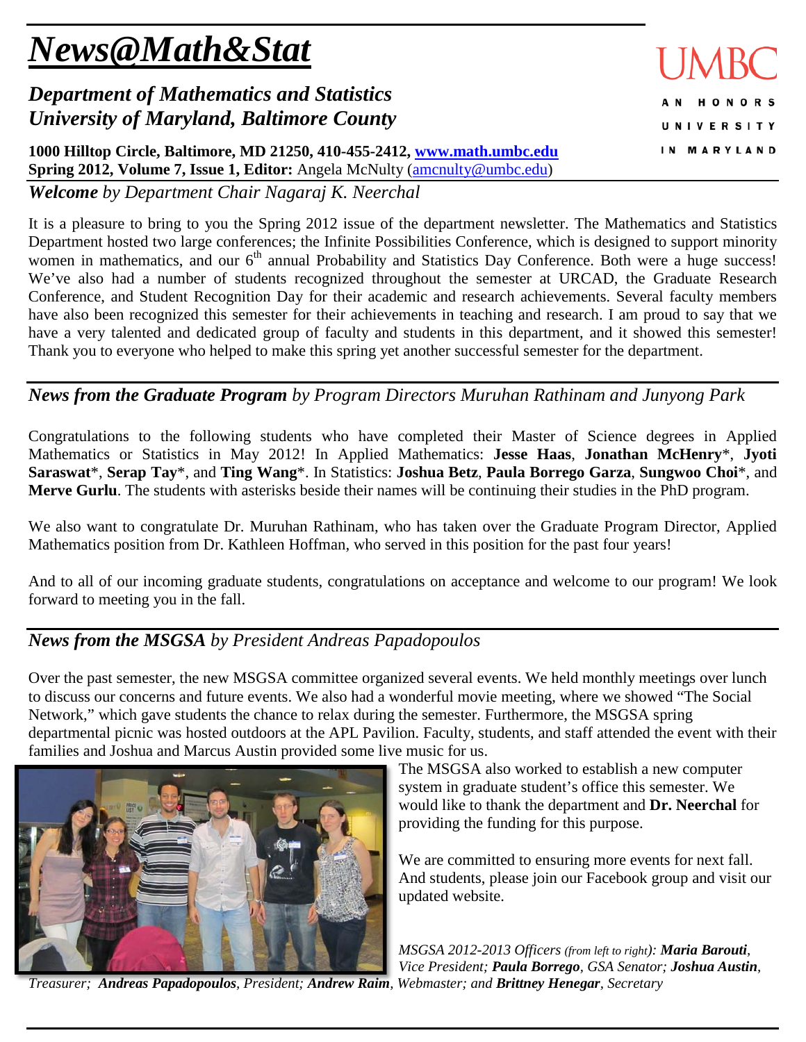# *News@Math&Stat*

## *Department of Mathematics and Statistics*
## *University of Maryland, Baltimore County*

UMBC
AN HONORS UNIVERSITY IN MARYLAND

**1000 Hilltop Circle, Baltimore, MD 21250, 410-455-2412, [www.math.umbc.edu](http://www.math.umbc.edu)**
**Spring 2012, Volume 7, Issue 1, Editor:** Angela McNulty ([amcnulty@umbc.edu](mailto:amcnulty@umbc.edu))

## ***Welcome*** *by Department Chair Nagaraj K. Neerchal*

It is a pleasure to bring to you the Spring 2012 issue of the department newsletter. The Mathematics and Statistics Department hosted two large conferences; the Infinite Possibilities Conference, which is designed to support minority women in mathematics, and our 6th annual Probability and Statistics Day Conference. Both were a huge success! We've also had a number of students recognized throughout the semester at URCAD, the Graduate Research Conference, and Student Recognition Day for their academic and research achievements. Several faculty members have also been recognized this semester for their achievements in teaching and research. I am proud to say that we have a very talented and dedicated group of faculty and students in this department, and it showed this semester! Thank you to everyone who helped to make this spring yet another successful semester for the department.

## ***News from the Graduate Program*** *by Program Directors Muruhan Rathinam and Junyong Park*

Congratulations to the following students who have completed their Master of Science degrees in Applied Mathematics or Statistics in May 2012! In Applied Mathematics: **Jesse Haas**, **Jonathan McHenry**\*, **Jyoti Saraswat**\*, **Serap Tay**\*, and **Ting Wang**\*. In Statistics: **Joshua Betz**, **Paula Borrego Garza**, **Sungwoo Choi**\*, and **Merve Gurlu**. The students with asterisks beside their names will be continuing their studies in the PhD program.

We also want to congratulate Dr. Muruhan Rathinam, who has taken over the Graduate Program Director, Applied Mathematics position from Dr. Kathleen Hoffman, who served in this position for the past four years!

And to all of our incoming graduate students, congratulations on acceptance and welcome to our program! We look forward to meeting you in the fall.

## ***News from the MSGSA*** *by President Andreas Papadopoulos*

Over the past semester, the new MSGSA committee organized several events. We held monthly meetings over lunch to discuss our concerns and future events. We also had a wonderful movie meeting, where we showed "The Social Network," which gave students the chance to relax during the semester. Furthermore, the MSGSA spring departmental picnic was hosted outdoors at the APL Pavilion. Faculty, students, and staff attended the event with their families and Joshua and Marcus Austin provided some live music for us.

The MSGSA also worked to establish a new computer system in graduate student's office this semester. We would like to thank the department and **Dr. Neerchal** for providing the funding for this purpose.

We are committed to ensuring more events for next fall. And students, please join our Facebook group and visit our updated website.

*MSGSA 2012-2013 Officers (from left to right): **Maria Barouti**, Vice President; **Paula Borrego**, GSA Senator; **Joshua Austin**, Treasurer; **Andreas Papadopoulos**, President; **Andrew Raim**, Webmaster; and **Brittney Henegar**, Secretary*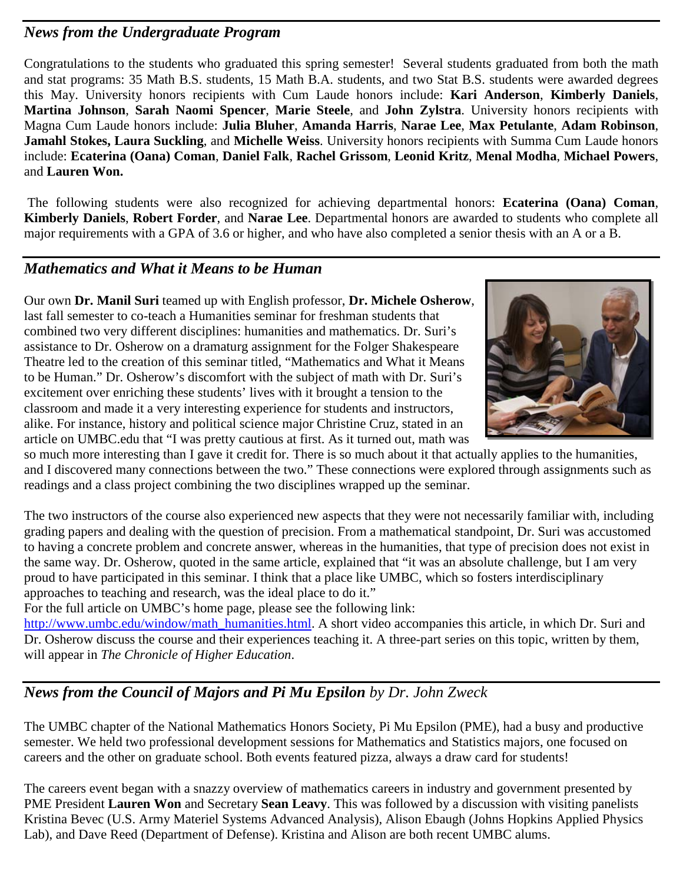## *News from the Undergraduate Program*

Congratulations to the students who graduated this spring semester! Several students graduated from both the math and stat programs: 35 Math B.S. students, 15 Math B.A. students, and two Stat B.S. students were awarded degrees this May. University honors recipients with Cum Laude honors include: **Kari Anderson**, **Kimberly Daniels**, **Martina Johnson**, **Sarah Naomi Spencer**, **Marie Steele**, and **John Zylstra**. University honors recipients with Magna Cum Laude honors include: **Julia Bluher**, **Amanda Harris**, **Narae Lee**, **Max Petulante**, **Adam Robinson**, **Jamahl Stokes, Laura Suckling**, and **Michelle Weiss**. University honors recipients with Summa Cum Laude honors include: **Ecaterina (Oana) Coman**, **Daniel Falk**, **Rachel Grissom**, **Leonid Kritz**, **Menal Modha**, **Michael Powers**, and **Lauren Won.**

The following students were also recognized for achieving departmental honors: **Ecaterina (Oana) Coman**, **Kimberly Daniels**, **Robert Forder**, and **Narae Lee**. Departmental honors are awarded to students who complete all major requirements with a GPA of 3.6 or higher, and who have also completed a senior thesis with an A or a B.

## *Mathematics and What it Means to be Human*

Our own **Dr. Manil Suri** teamed up with English professor, **Dr. Michele Osherow**, last fall semester to co-teach a Humanities seminar for freshman students that combined two very different disciplines: humanities and mathematics. Dr. Suri's assistance to Dr. Osherow on a dramaturg assignment for the Folger Shakespeare Theatre led to the creation of this seminar titled, "Mathematics and What it Means to be Human." Dr. Osherow's discomfort with the subject of math with Dr. Suri's excitement over enriching these students' lives with it brought a tension to the classroom and made it a very interesting experience for students and instructors, alike. For instance, history and political science major Christine Cruz, stated in an article on UMBC.edu that "I was pretty cautious at first. As it turned out, math was so much more interesting than I gave it credit for. There is so much about it that actually applies to the humanities, and I discovered many connections between the two." These connections were explored through assignments such as readings and a class project combining the two disciplines wrapped up the seminar.

The two instructors of the course also experienced new aspects that they were not necessarily familiar with, including grading papers and dealing with the question of precision. From a mathematical standpoint, Dr. Suri was accustomed to having a concrete problem and concrete answer, whereas in the humanities, that type of precision does not exist in the same way. Dr. Osherow, quoted in the same article, explained that "it was an absolute challenge, but I am very proud to have participated in this seminar. I think that a place like UMBC, which so fosters interdisciplinary approaches to teaching and research, was the ideal place to do it."

For the full article on UMBC's home page, please see the following link: http://www.umbc.edu/window/math_humanities.html. A short video accompanies this article, in which Dr. Suri and Dr. Osherow discuss the course and their experiences teaching it. A three-part series on this topic, written by them, will appear in *The Chronicle of Higher Education*.

## *News from the Council of Majors and Pi Mu Epsilon* by Dr. John Zweck

The UMBC chapter of the National Mathematics Honors Society, Pi Mu Epsilon (PME), had a busy and productive semester. We held two professional development sessions for Mathematics and Statistics majors, one focused on careers and the other on graduate school. Both events featured pizza, always a draw card for students!

The careers event began with a snazzy overview of mathematics careers in industry and government presented by PME President **Lauren Won** and Secretary **Sean Leavy**. This was followed by a discussion with visiting panelists Kristina Bevec (U.S. Army Materiel Systems Advanced Analysis), Alison Ebaugh (Johns Hopkins Applied Physics Lab), and Dave Reed (Department of Defense). Kristina and Alison are both recent UMBC alums.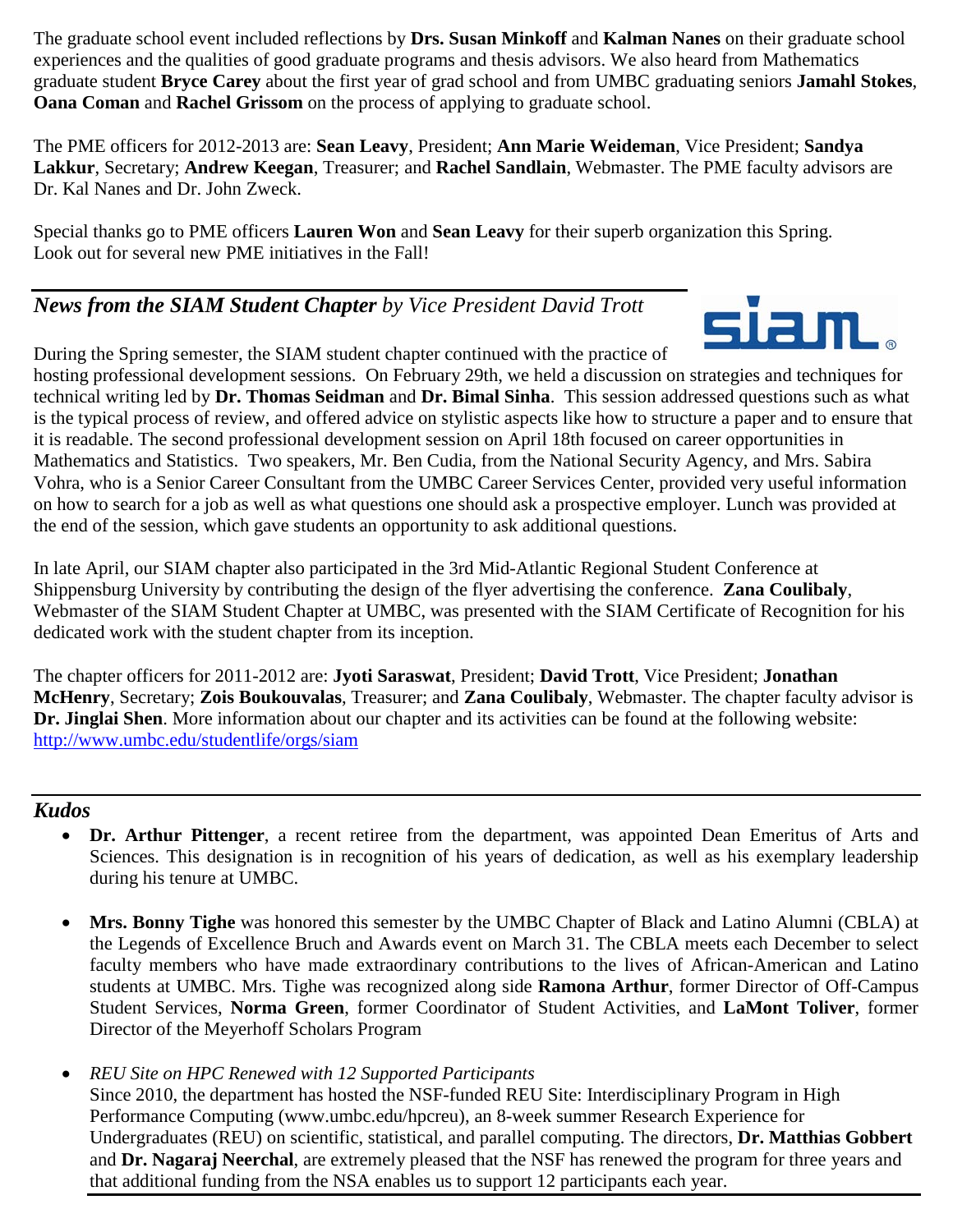The graduate school event included reflections by **Drs. Susan Minkoff** and **Kalman Nanes** on their graduate school experiences and the qualities of good graduate programs and thesis advisors. We also heard from Mathematics graduate student **Bryce Carey** about the first year of grad school and from UMBC graduating seniors **Jamahl Stokes**, **Oana Coman** and **Rachel Grissom** on the process of applying to graduate school.

The PME officers for 2012-2013 are: **Sean Leavy**, President; **Ann Marie Weideman**, Vice President; **Sandya Lakkur**, Secretary; **Andrew Keegan**, Treasurer; and **Rachel Sandlain**, Webmaster. The PME faculty advisors are Dr. Kal Nanes and Dr. John Zweck.

Special thanks go to PME officers **Lauren Won** and **Sean Leavy** for their superb organization this Spring. Look out for several new PME initiatives in the Fall!

## ***News from the SIAM Student Chapter*** *by Vice President David Trott*

During the Spring semester, the SIAM student chapter continued with the practice of hosting professional development sessions. On February 29th, we held a discussion on strategies and techniques for technical writing led by **Dr. Thomas Seidman** and **Dr. Bimal Sinha**. This session addressed questions such as what is the typical process of review, and offered advice on stylistic aspects like how to structure a paper and to ensure that it is readable. The second professional development session on April 18th focused on career opportunities in Mathematics and Statistics. Two speakers, Mr. Ben Cudia, from the National Security Agency, and Mrs. Sabira Vohra, who is a Senior Career Consultant from the UMBC Career Services Center, provided very useful information on how to search for a job as well as what questions one should ask a prospective employer. Lunch was provided at the end of the session, which gave students an opportunity to ask additional questions.

In late April, our SIAM chapter also participated in the 3rd Mid-Atlantic Regional Student Conference at Shippensburg University by contributing the design of the flyer advertising the conference. **Zana Coulibaly**, Webmaster of the SIAM Student Chapter at UMBC, was presented with the SIAM Certificate of Recognition for his dedicated work with the student chapter from its inception.

The chapter officers for 2011-2012 are: **Jyoti Saraswat**, President; **David Trott**, Vice President; **Jonathan McHenry**, Secretary; **Zois Boukouvalas**, Treasurer; and **Zana Coulibaly**, Webmaster. The chapter faculty advisor is **Dr. Jinglai Shen**. More information about our chapter and its activities can be found at the following website: http://www.umbc.edu/studentlife/orgs/siam

## ***Kudos***

- **Dr. Arthur Pittenger**, a recent retiree from the department, was appointed Dean Emeritus of Arts and Sciences. This designation is in recognition of his years of dedication, as well as his exemplary leadership during his tenure at UMBC.

- **Mrs. Bonny Tighe** was honored this semester by the UMBC Chapter of Black and Latino Alumni (CBLA) at the Legends of Excellence Bruch and Awards event on March 31. The CBLA meets each December to select faculty members who have made extraordinary contributions to the lives of African-American and Latino students at UMBC. Mrs. Tighe was recognized along side **Ramona Arthur**, former Director of Off-Campus Student Services, **Norma Green**, former Coordinator of Student Activities, and **LaMont Toliver**, former Director of the Meyerhoff Scholars Program

- *REU Site on HPC Renewed with 12 Supported Participants*
  Since 2010, the department has hosted the NSF-funded REU Site: Interdisciplinary Program in High Performance Computing (www.umbc.edu/hpcreu), an 8-week summer Research Experience for Undergraduates (REU) on scientific, statistical, and parallel computing. The directors, **Dr. Matthias Gobbert** and **Dr. Nagaraj Neerchal**, are extremely pleased that the NSF has renewed the program for three years and that additional funding from the NSA enables us to support 12 participants each year.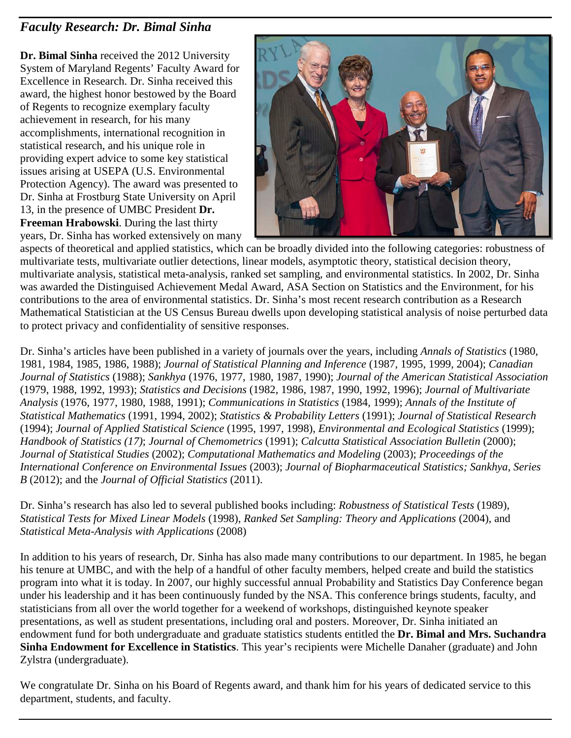## *Faculty Research: Dr. Bimal Sinha*

**Dr. Bimal Sinha** received the 2012 University System of Maryland Regents' Faculty Award for Excellence in Research. Dr. Sinha received this award, the highest honor bestowed by the Board of Regents to recognize exemplary faculty achievement in research, for his many accomplishments, international recognition in statistical research, and his unique role in providing expert advice to some key statistical issues arising at USEPA (U.S. Environmental Protection Agency). The award was presented to Dr. Sinha at Frostburg State University on April 13, in the presence of UMBC President **Dr. Freeman Hrabowski**. During the last thirty years, Dr. Sinha has worked extensively on many aspects of theoretical and applied statistics, which can be broadly divided into the following categories: robustness of multivariate tests, multivariate outlier detections, linear models, asymptotic theory, statistical decision theory, multivariate analysis, statistical meta-analysis, ranked set sampling, and environmental statistics. In 2002, Dr. Sinha was awarded the Distinguised Achievement Medal Award, ASA Section on Statistics and the Environment, for his contributions to the area of environmental statistics. Dr. Sinha's most recent research contribution as a Research Mathematical Statistician at the US Census Bureau dwells upon developing statistical analysis of noise perturbed data to protect privacy and confidentiality of sensitive responses.

Dr. Sinha's articles have been published in a variety of journals over the years, including *Annals of Statistics* (1980, 1981, 1984, 1985, 1986, 1988); *Journal of Statistical Planning and Inference* (1987, 1995, 1999, 2004); *Canadian Journal of Statistics* (1988); *Sankhya* (1976, 1977, 1980, 1987, 1990); *Journal of the American Statistical Association* (1979, 1988, 1992, 1993); *Statistics and Decisions* (1982, 1986, 1987, 1990, 1992, 1996); *Journal of Multivariate Analysis* (1976, 1977, 1980, 1988, 1991); *Communications in Statistics* (1984, 1999); *Annals of the Institute of Statistical Mathematics* (1991, 1994, 2002); *Statistics & Probability Letters* (1991); *Journal of Statistical Research* (1994); *Journal of Applied Statistical Science* (1995, 1997, 1998), *Environmental and Ecological Statistics* (1999); *Handbook of Statistics (17)*; *Journal of Chemometrics* (1991); *Calcutta Statistical Association Bulletin* (2000); *Journal of Statistical Studies* (2002); *Computational Mathematics and Modeling* (2003); *Proceedings of the International Conference on Environmental Issues* (2003); *Journal of Biopharmaceutical Statistics; Sankhya, Series B* (2012); and the *Journal of Official Statistics* (2011).

Dr. Sinha's research has also led to several published books including: *Robustness of Statistical Tests* (1989), *Statistical Tests for Mixed Linear Models* (1998), *Ranked Set Sampling: Theory and Applications* (2004), and *Statistical Meta-Analysis with Applications* (2008)

In addition to his years of research, Dr. Sinha has also made many contributions to our department. In 1985, he began his tenure at UMBC, and with the help of a handful of other faculty members, helped create and build the statistics program into what it is today. In 2007, our highly successful annual Probability and Statistics Day Conference began under his leadership and it has been continuously funded by the NSA. This conference brings students, faculty, and statisticians from all over the world together for a weekend of workshops, distinguished keynote speaker presentations, as well as student presentations, including oral and posters. Moreover, Dr. Sinha initiated an endowment fund for both undergraduate and graduate statistics students entitled the **Dr. Bimal and Mrs. Suchandra Sinha Endowment for Excellence in Statistics**. This year's recipients were Michelle Danaher (graduate) and John Zylstra (undergraduate).

We congratulate Dr. Sinha on his Board of Regents award, and thank him for his years of dedicated service to this department, students, and faculty.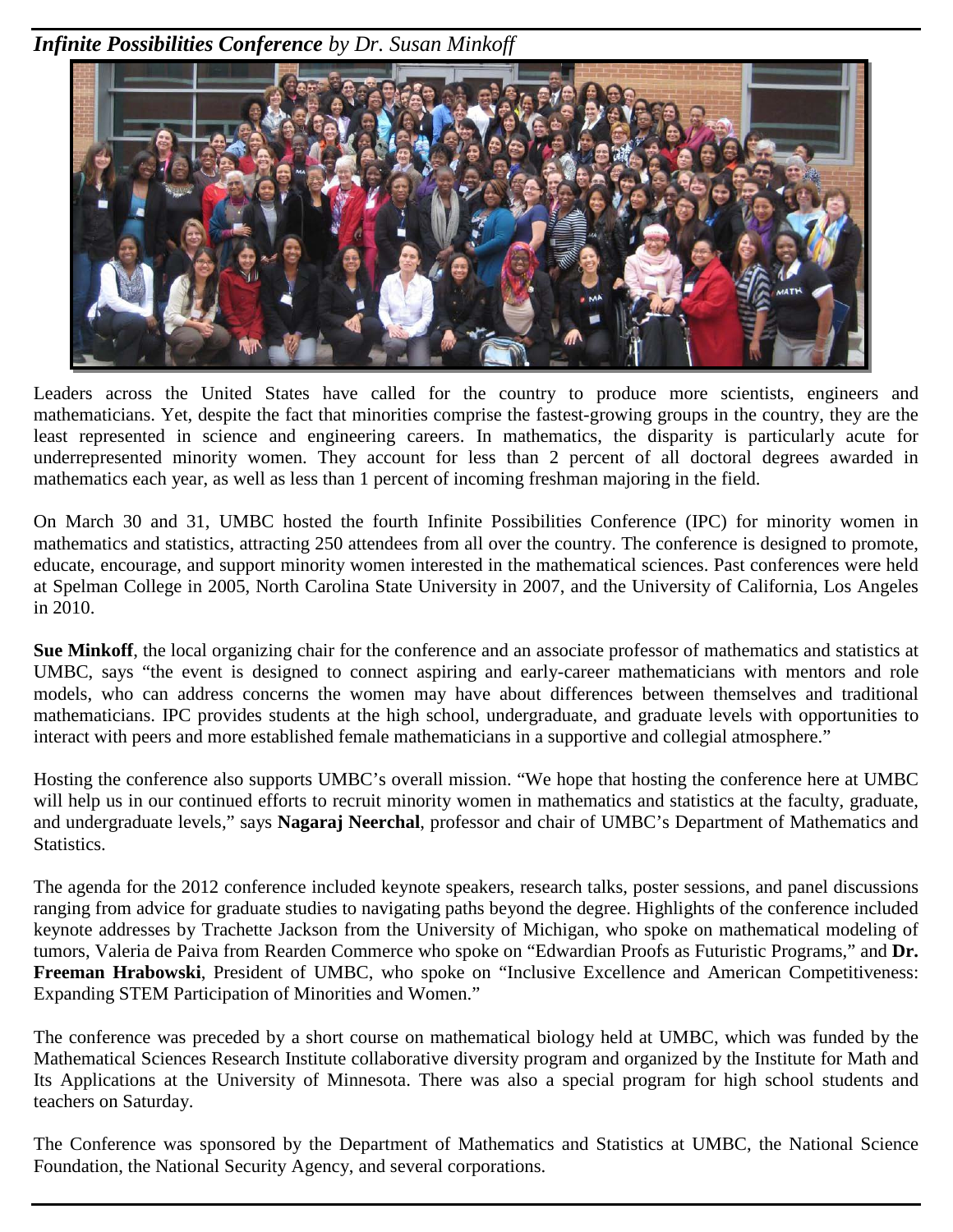***Infinite Possibilities Conference*** *by Dr. Susan Minkoff*

Leaders across the United States have called for the country to produce more scientists, engineers and mathematicians. Yet, despite the fact that minorities comprise the fastest-growing groups in the country, they are the least represented in science and engineering careers. In mathematics, the disparity is particularly acute for underrepresented minority women. They account for less than 2 percent of all doctoral degrees awarded in mathematics each year, as well as less than 1 percent of incoming freshman majoring in the field.

On March 30 and 31, UMBC hosted the fourth Infinite Possibilities Conference (IPC) for minority women in mathematics and statistics, attracting 250 attendees from all over the country. The conference is designed to promote, educate, encourage, and support minority women interested in the mathematical sciences. Past conferences were held at Spelman College in 2005, North Carolina State University in 2007, and the University of California, Los Angeles in 2010.

**Sue Minkoff**, the local organizing chair for the conference and an associate professor of mathematics and statistics at UMBC, says "the event is designed to connect aspiring and early-career mathematicians with mentors and role models, who can address concerns the women may have about differences between themselves and traditional mathematicians. IPC provides students at the high school, undergraduate, and graduate levels with opportunities to interact with peers and more established female mathematicians in a supportive and collegial atmosphere."

Hosting the conference also supports UMBC's overall mission. "We hope that hosting the conference here at UMBC will help us in our continued efforts to recruit minority women in mathematics and statistics at the faculty, graduate, and undergraduate levels," says **Nagaraj Neerchal**, professor and chair of UMBC's Department of Mathematics and Statistics.

The agenda for the 2012 conference included keynote speakers, research talks, poster sessions, and panel discussions ranging from advice for graduate studies to navigating paths beyond the degree. Highlights of the conference included keynote addresses by Trachette Jackson from the University of Michigan, who spoke on mathematical modeling of tumors, Valeria de Paiva from Rearden Commerce who spoke on "Edwardian Proofs as Futuristic Programs," and **Dr. Freeman Hrabowski**, President of UMBC, who spoke on "Inclusive Excellence and American Competitiveness: Expanding STEM Participation of Minorities and Women."

The conference was preceded by a short course on mathematical biology held at UMBC, which was funded by the Mathematical Sciences Research Institute collaborative diversity program and organized by the Institute for Math and Its Applications at the University of Minnesota. There was also a special program for high school students and teachers on Saturday.

The Conference was sponsored by the Department of Mathematics and Statistics at UMBC, the National Science Foundation, the National Security Agency, and several corporations.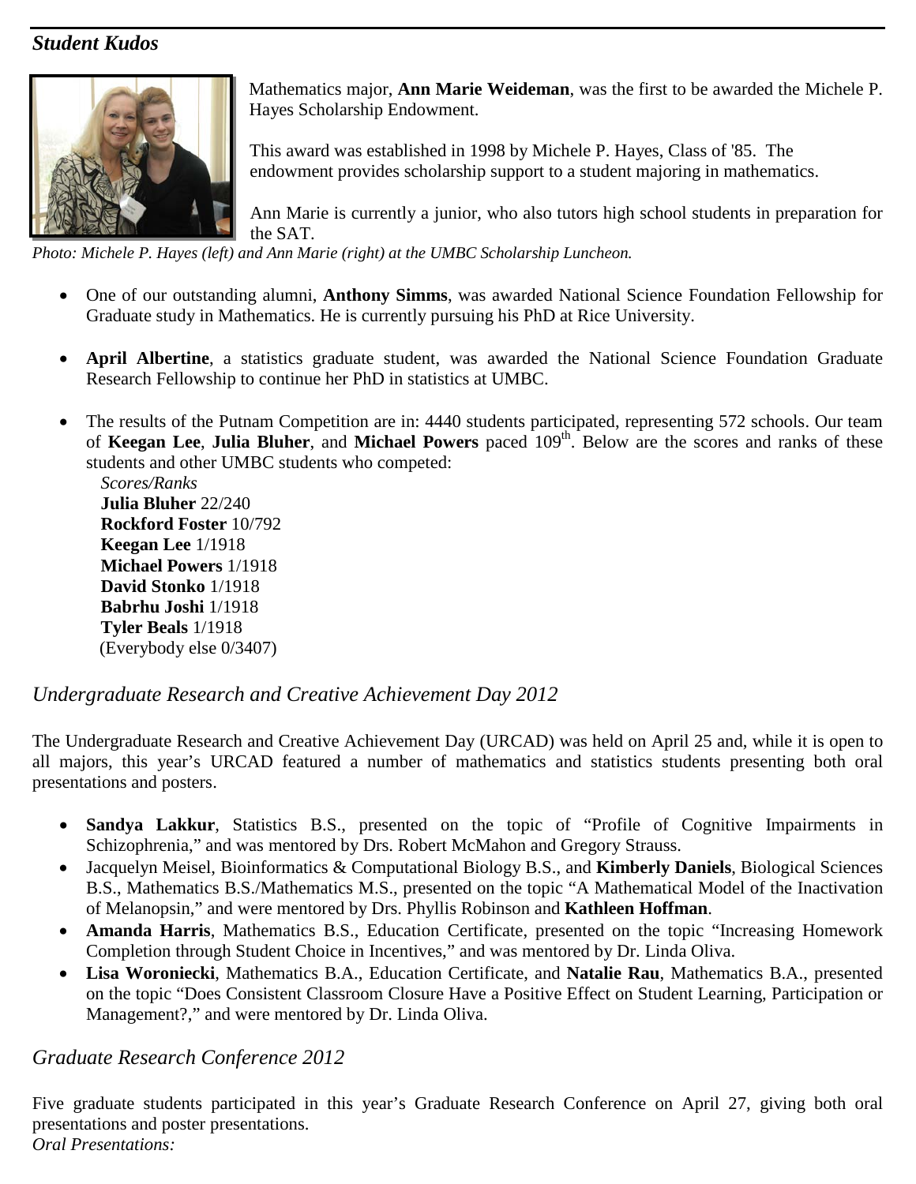## *Student Kudos*

Mathematics major, **Ann Marie Weideman**, was the first to be awarded the Michele P. Hayes Scholarship Endowment.

This award was established in 1998 by Michele P. Hayes, Class of '85. The endowment provides scholarship support to a student majoring in mathematics.

Ann Marie is currently a junior, who also tutors high school students in preparation for the SAT.

*Photo: Michele P. Hayes (left) and Ann Marie (right) at the UMBC Scholarship Luncheon.*

- One of our outstanding alumni, **Anthony Simms**, was awarded National Science Foundation Fellowship for Graduate study in Mathematics. He is currently pursuing his PhD at Rice University.

- **April Albertine**, a statistics graduate student, was awarded the National Science Foundation Graduate Research Fellowship to continue her PhD in statistics at UMBC.

- The results of the Putnam Competition are in: 4440 students participated, representing 572 schools. Our team of **Keegan Lee**, **Julia Bluher**, and **Michael Powers** paced 109th. Below are the scores and ranks of these students and other UMBC students who competed:

  *Scores/Ranks*
  **Julia Bluher** 22/240
  **Rockford Foster** 10/792
  **Keegan Lee** 1/1918
  **Michael Powers** 1/1918
  **David Stonko** 1/1918
  **Babrhu Joshi** 1/1918
  **Tyler Beals** 1/1918
  (Everybody else 0/3407)

## *Undergraduate Research and Creative Achievement Day 2012*

The Undergraduate Research and Creative Achievement Day (URCAD) was held on April 25 and, while it is open to all majors, this year's URCAD featured a number of mathematics and statistics students presenting both oral presentations and posters.

- **Sandya Lakkur**, Statistics B.S., presented on the topic of "Profile of Cognitive Impairments in Schizophrenia," and was mentored by Drs. Robert McMahon and Gregory Strauss.
- Jacquelyn Meisel, Bioinformatics & Computational Biology B.S., and **Kimberly Daniels**, Biological Sciences B.S., Mathematics B.S./Mathematics M.S., presented on the topic "A Mathematical Model of the Inactivation of Melanopsin," and were mentored by Drs. Phyllis Robinson and **Kathleen Hoffman**.
- **Amanda Harris**, Mathematics B.S., Education Certificate, presented on the topic "Increasing Homework Completion through Student Choice in Incentives," and was mentored by Dr. Linda Oliva.
- **Lisa Woroniecki**, Mathematics B.A., Education Certificate, and **Natalie Rau**, Mathematics B.A., presented on the topic "Does Consistent Classroom Closure Have a Positive Effect on Student Learning, Participation or Management?," and were mentored by Dr. Linda Oliva.

## *Graduate Research Conference 2012*

Five graduate students participated in this year's Graduate Research Conference on April 27, giving both oral presentations and poster presentations.

*Oral Presentations:*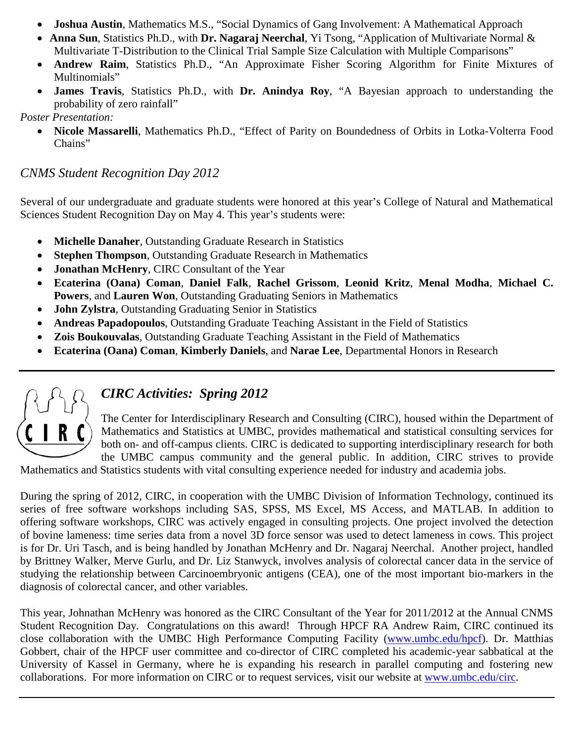- **Joshua Austin**, Mathematics M.S., "Social Dynamics of Gang Involvement: A Mathematical Approach
- **Anna Sun**, Statistics Ph.D., with **Dr. Nagaraj Neerchal**, Yi Tsong, "Application of Multivariate Normal & Multivariate T-Distribution to the Clinical Trial Sample Size Calculation with Multiple Comparisons"
- **Andrew Raim**, Statistics Ph.D., "An Approximate Fisher Scoring Algorithm for Finite Mixtures of Multinomials"
- **James Travis**, Statistics Ph.D., with **Dr. Anindya Roy**, "A Bayesian approach to understanding the probability of zero rainfall"

*Poster Presentation:*

- **Nicole Massarelli**, Mathematics Ph.D., "Effect of Parity on Boundedness of Orbits in Lotka-Volterra Food Chains"

## *CNMS Student Recognition Day 2012*

Several of our undergraduate and graduate students were honored at this year's College of Natural and Mathematical Sciences Student Recognition Day on May 4. This year's students were:

- **Michelle Danaher**, Outstanding Graduate Research in Statistics
- **Stephen Thompson**, Outstanding Graduate Research in Mathematics
- **Jonathan McHenry**, CIRC Consultant of the Year
- **Ecaterina (Oana) Coman**, **Daniel Falk**, **Rachel Grissom**, **Leonid Kritz**, **Menal Modha**, **Michael C. Powers**, and **Lauren Won**, Outstanding Graduating Seniors in Mathematics
- **John Zylstra**, Outstanding Graduating Senior in Statistics
- **Andreas Papadopoulos**, Outstanding Graduate Teaching Assistant in the Field of Statistics
- **Zois Boukouvalas**, Outstanding Graduate Teaching Assistant in the Field of Mathematics
- **Ecaterina (Oana) Coman**, **Kimberly Daniels**, and **Narae Lee**, Departmental Honors in Research

---

## *CIRC Activities: Spring 2012*

The Center for Interdisciplinary Research and Consulting (CIRC), housed within the Department of Mathematics and Statistics at UMBC, provides mathematical and statistical consulting services for both on- and off-campus clients. CIRC is dedicated to supporting interdisciplinary research for both the UMBC campus community and the general public. In addition, CIRC strives to provide Mathematics and Statistics students with vital consulting experience needed for industry and academia jobs.

During the spring of 2012, CIRC, in cooperation with the UMBC Division of Information Technology, continued its series of free software workshops including SAS, SPSS, MS Excel, MS Access, and MATLAB. In addition to offering software workshops, CIRC was actively engaged in consulting projects. One project involved the detection of bovine lameness: time series data from a novel 3D force sensor was used to detect lameness in cows. This project is for Dr. Uri Tasch, and is being handled by Jonathan McHenry and Dr. Nagaraj Neerchal. Another project, handled by Brittney Walker, Merve Gurlu, and Dr. Liz Stanwyck, involves analysis of colorectal cancer data in the service of studying the relationship between Carcinoembryonic antigens (CEA), one of the most important bio-markers in the diagnosis of colorectal cancer, and other variables.

This year, Johnathan McHenry was honored as the CIRC Consultant of the Year for 2011/2012 at the Annual CNMS Student Recognition Day. Congratulations on this award! Through HPCF RA Andrew Raim, CIRC continued its close collaboration with the UMBC High Performance Computing Facility (www.umbc.edu/hpcf). Dr. Matthias Gobbert, chair of the HPCF user committee and co-director of CIRC completed his academic-year sabbatical at the University of Kassel in Germany, where he is expanding his research in parallel computing and fostering new collaborations. For more information on CIRC or to request services, visit our website at www.umbc.edu/circ.

---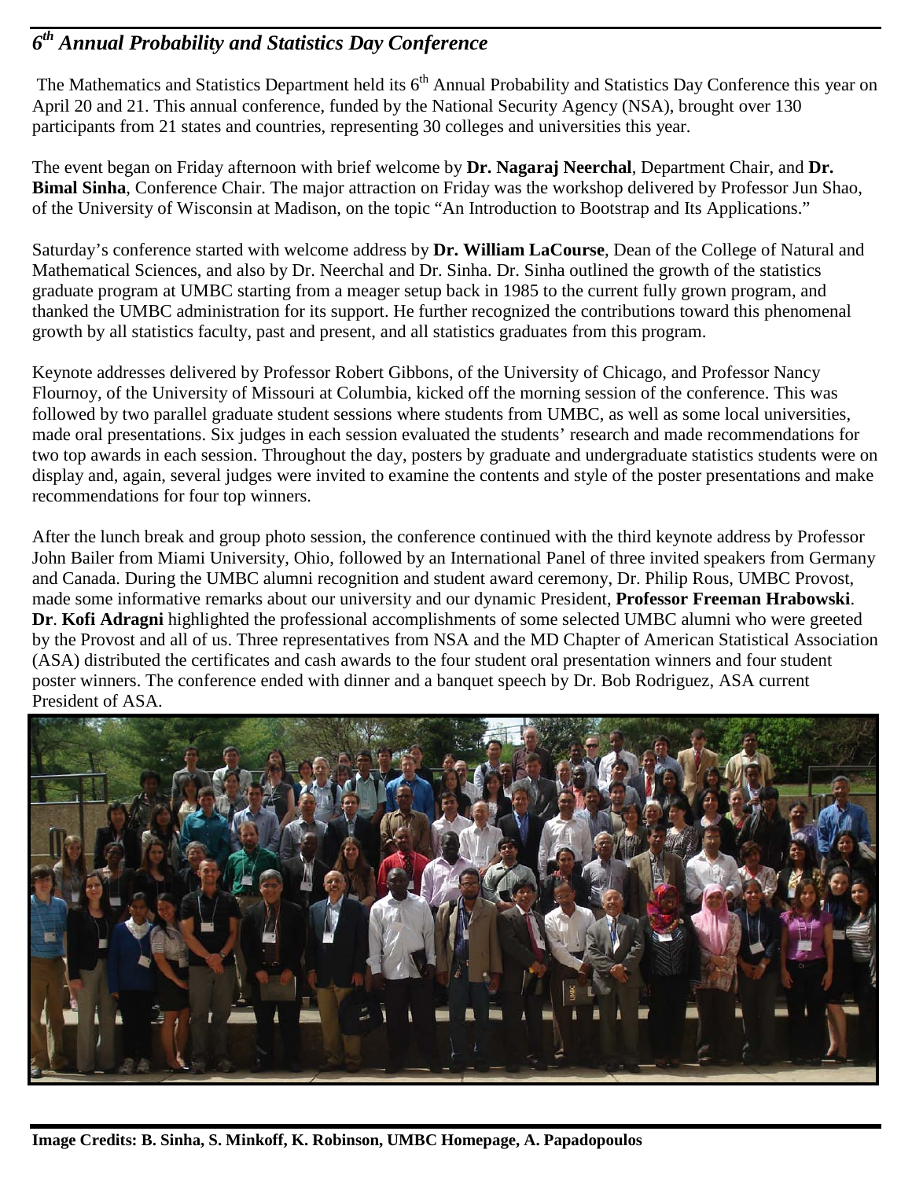# *6th Annual Probability and Statistics Day Conference*

The Mathematics and Statistics Department held its 6th Annual Probability and Statistics Day Conference this year on April 20 and 21. This annual conference, funded by the National Security Agency (NSA), brought over 130 participants from 21 states and countries, representing 30 colleges and universities this year.

The event began on Friday afternoon with brief welcome by **Dr. Nagaraj Neerchal**, Department Chair, and **Dr. Bimal Sinha**, Conference Chair. The major attraction on Friday was the workshop delivered by Professor Jun Shao, of the University of Wisconsin at Madison, on the topic "An Introduction to Bootstrap and Its Applications."

Saturday's conference started with welcome address by **Dr. William LaCourse**, Dean of the College of Natural and Mathematical Sciences, and also by Dr. Neerchal and Dr. Sinha. Dr. Sinha outlined the growth of the statistics graduate program at UMBC starting from a meager setup back in 1985 to the current fully grown program, and thanked the UMBC administration for its support. He further recognized the contributions toward this phenomenal growth by all statistics faculty, past and present, and all statistics graduates from this program.

Keynote addresses delivered by Professor Robert Gibbons, of the University of Chicago, and Professor Nancy Flournoy, of the University of Missouri at Columbia, kicked off the morning session of the conference. This was followed by two parallel graduate student sessions where students from UMBC, as well as some local universities, made oral presentations. Six judges in each session evaluated the students' research and made recommendations for two top awards in each session. Throughout the day, posters by graduate and undergraduate statistics students were on display and, again, several judges were invited to examine the contents and style of the poster presentations and make recommendations for four top winners.

After the lunch break and group photo session, the conference continued with the third keynote address by Professor John Bailer from Miami University, Ohio, followed by an International Panel of three invited speakers from Germany and Canada. During the UMBC alumni recognition and student award ceremony, Dr. Philip Rous, UMBC Provost, made some informative remarks about our university and our dynamic President, **Professor Freeman Hrabowski**. **Dr**. **Kofi Adragni** highlighted the professional accomplishments of some selected UMBC alumni who were greeted by the Provost and all of us. Three representatives from NSA and the MD Chapter of American Statistical Association (ASA) distributed the certificates and cash awards to the four student oral presentation winners and four student poster winners. The conference ended with dinner and a banquet speech by Dr. Bob Rodriguez, ASA current President of ASA.

**Image Credits: B. Sinha, S. Minkoff, K. Robinson, UMBC Homepage, A. Papadopoulos**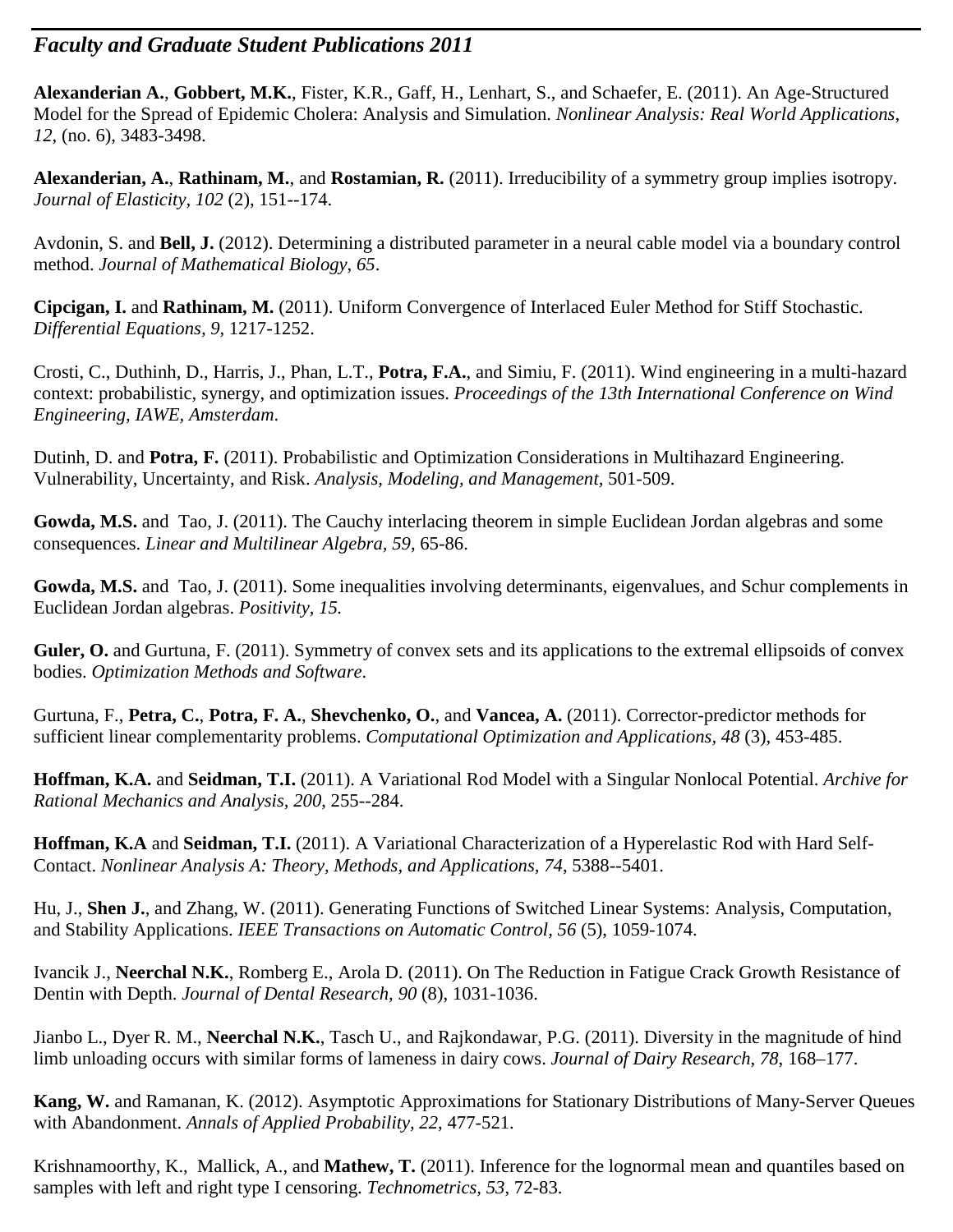## *Faculty and Graduate Student Publications 2011*

**Alexanderian A.**, **Gobbert, M.K.**, Fister, K.R., Gaff, H., Lenhart, S., and Schaefer, E. (2011). An Age-Structured Model for the Spread of Epidemic Cholera: Analysis and Simulation. *Nonlinear Analysis: Real World Applications, 12*, (no. 6), 3483-3498.

**Alexanderian, A.**, **Rathinam, M.**, and **Rostamian, R.** (2011). Irreducibility of a symmetry group implies isotropy. *Journal of Elasticity, 102* (2), 151--174.

Avdonin, S. and **Bell, J.** (2012). Determining a distributed parameter in a neural cable model via a boundary control method. *Journal of Mathematical Biology, 65*.

**Cipcigan, I.** and **Rathinam, M.** (2011). Uniform Convergence of Interlaced Euler Method for Stiff Stochastic. *Differential Equations, 9*, 1217-1252.

Crosti, C., Duthinh, D., Harris, J., Phan, L.T., **Potra, F.A.**, and Simiu, F. (2011). Wind engineering in a multi-hazard context: probabilistic, synergy, and optimization issues. *Proceedings of the 13th International Conference on Wind Engineering, IAWE, Amsterdam*.

Dutinh, D. and **Potra, F.** (2011). Probabilistic and Optimization Considerations in Multihazard Engineering. Vulnerability, Uncertainty, and Risk. *Analysis, Modeling, and Management,* 501-509.

**Gowda, M.S.** and Tao, J. (2011). The Cauchy interlacing theorem in simple Euclidean Jordan algebras and some consequences. *Linear and Multilinear Algebra, 59*, 65-86.

**Gowda, M.S.** and Tao, J. (2011). Some inequalities involving determinants, eigenvalues, and Schur complements in Euclidean Jordan algebras. *Positivity, 15.*

**Guler, O.** and Gurtuna, F. (2011). Symmetry of convex sets and its applications to the extremal ellipsoids of convex bodies. *Optimization Methods and Software*.

Gurtuna, F., **Petra, C.**, **Potra, F. A.**, **Shevchenko, O.**, and **Vancea, A.** (2011). Corrector-predictor methods for sufficient linear complementarity problems. *Computational Optimization and Applications, 48* (3), 453-485.

**Hoffman, K.A.** and **Seidman, T.I.** (2011). A Variational Rod Model with a Singular Nonlocal Potential. *Archive for Rational Mechanics and Analysis, 200*, 255--284.

**Hoffman, K.A** and **Seidman, T.I.** (2011). A Variational Characterization of a Hyperelastic Rod with Hard Self-Contact. *Nonlinear Analysis A: Theory, Methods, and Applications, 74*, 5388--5401.

Hu, J., **Shen J.**, and Zhang, W. (2011). Generating Functions of Switched Linear Systems: Analysis, Computation, and Stability Applications. *IEEE Transactions on Automatic Control, 56* (5), 1059-1074.

Ivancik J., **Neerchal N.K.**, Romberg E., Arola D. (2011). On The Reduction in Fatigue Crack Growth Resistance of Dentin with Depth. *Journal of Dental Research, 90* (8), 1031-1036.

Jianbo L., Dyer R. M., **Neerchal N.K.**, Tasch U., and Rajkondawar, P.G. (2011). Diversity in the magnitude of hind limb unloading occurs with similar forms of lameness in dairy cows. *Journal of Dairy Research, 78*, 168–177.

**Kang, W.** and Ramanan, K. (2012). Asymptotic Approximations for Stationary Distributions of Many-Server Queues with Abandonment. *Annals of Applied Probability, 22*, 477-521.

Krishnamoorthy, K., Mallick, A., and **Mathew, T.** (2011). Inference for the lognormal mean and quantiles based on samples with left and right type I censoring. *Technometrics, 53*, 72-83.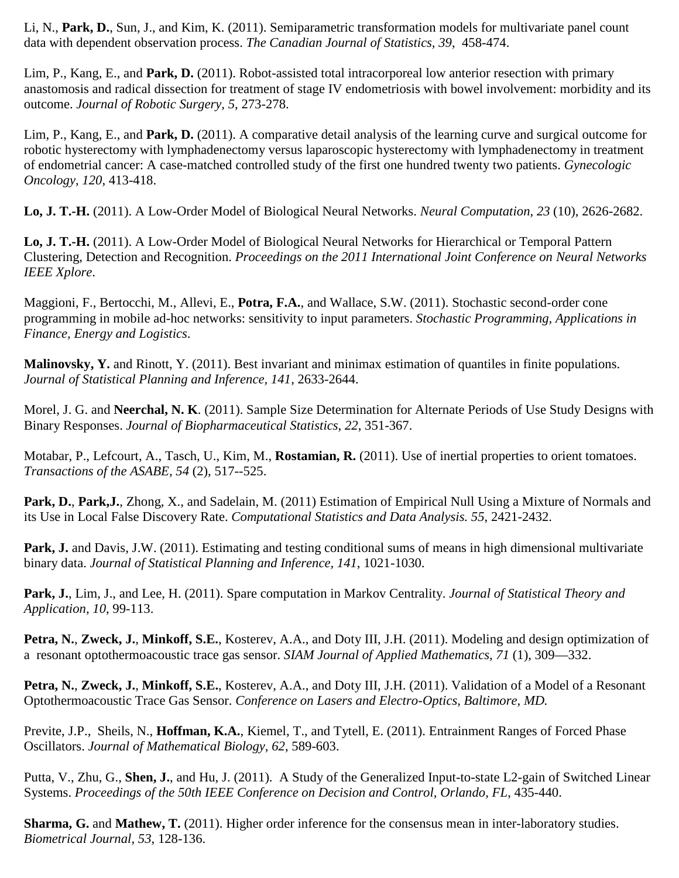Li, N., **Park, D.**, Sun, J., and Kim, K. (2011). Semiparametric transformation models for multivariate panel count data with dependent observation process. *The Canadian Journal of Statistics*, *39*, 458-474.

Lim, P., Kang, E., and **Park, D.** (2011). Robot-assisted total intracorporeal low anterior resection with primary anastomosis and radical dissection for treatment of stage IV endometriosis with bowel involvement: morbidity and its outcome. *Journal of Robotic Surgery, 5*, 273-278.

Lim, P., Kang, E., and **Park, D.** (2011). A comparative detail analysis of the learning curve and surgical outcome for robotic hysterectomy with lymphadenectomy versus laparoscopic hysterectomy with lymphadenectomy in treatment of endometrial cancer: A case-matched controlled study of the first one hundred twenty two patients. *Gynecologic Oncology, 120*, 413-418.

**Lo, J. T.-H.** (2011). A Low-Order Model of Biological Neural Networks. *Neural Computation, 23* (10), 2626-2682.

**Lo, J. T.-H.** (2011). A Low-Order Model of Biological Neural Networks for Hierarchical or Temporal Pattern Clustering, Detection and Recognition. *Proceedings on the 2011 International Joint Conference on Neural Networks IEEE Xplore*.

Maggioni, F., Bertocchi, M., Allevi, E., **Potra, F.A.**, and Wallace, S.W. (2011). Stochastic second-order cone programming in mobile ad-hoc networks: sensitivity to input parameters. *Stochastic Programming, Applications in Finance, Energy and Logistics*.

**Malinovsky, Y.** and Rinott, Y. (2011). Best invariant and minimax estimation of quantiles in finite populations. *Journal of Statistical Planning and Inference, 141*, 2633-2644.

Morel, J. G. and **Neerchal, N. K**. (2011). Sample Size Determination for Alternate Periods of Use Study Designs with Binary Responses. *Journal of Biopharmaceutical Statistics*, *22*, 351-367.

Motabar, P., Lefcourt, A., Tasch, U., Kim, M., **Rostamian, R.** (2011). Use of inertial properties to orient tomatoes. *Transactions of the ASABE, 54* (2), 517--525.

**Park, D.**, **Park,J.**, Zhong, X., and Sadelain, M. (2011) Estimation of Empirical Null Using a Mixture of Normals and its Use in Local False Discovery Rate. *Computational Statistics and Data Analysis. 55*, 2421-2432.

**Park, J.** and Davis, J.W. (2011). Estimating and testing conditional sums of means in high dimensional multivariate binary data. *Journal of Statistical Planning and Inference, 141*, 1021-1030.

**Park, J.**, Lim, J., and Lee, H. (2011). Spare computation in Markov Centrality. *Journal of Statistical Theory and Application, 10*, 99-113.

**Petra, N.**, **Zweck, J.**, **Minkoff, S.E.**, Kosterev, A.A., and Doty III, J.H. (2011). Modeling and design optimization of a resonant optothermoacoustic trace gas sensor. *SIAM Journal of Applied Mathematics, 71* (1), 309—332.

**Petra, N.**, **Zweck, J.**, **Minkoff, S.E.**, Kosterev, A.A., and Doty III, J.H. (2011). Validation of a Model of a Resonant Optothermoacoustic Trace Gas Sensor. *Conference on Lasers and Electro-Optics, Baltimore, MD.*

Previte, J.P., Sheils, N., **Hoffman, K.A.**, Kiemel, T., and Tytell, E. (2011). Entrainment Ranges of Forced Phase Oscillators. *Journal of Mathematical Biology*, *62*, 589-603.

Putta, V., Zhu, G., **Shen, J.**, and Hu, J. (2011). A Study of the Generalized Input-to-state L2-gain of Switched Linear Systems. *Proceedings of the 50th IEEE Conference on Decision and Control, Orlando, FL*, 435-440.

**Sharma, G.** and **Mathew, T.** (2011). Higher order inference for the consensus mean in inter-laboratory studies. *Biometrical Journal*, *53*, 128-136.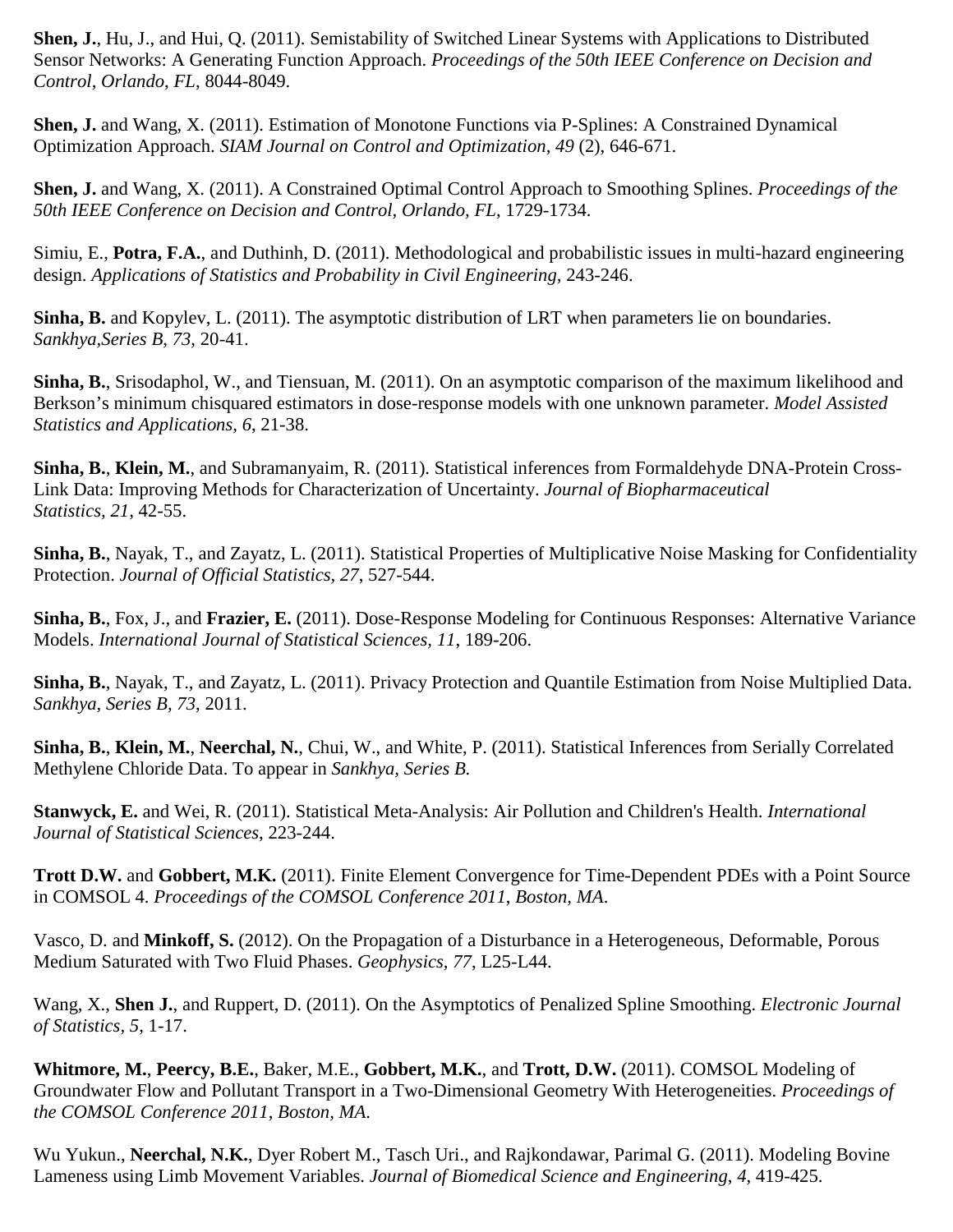**Shen, J.**, Hu, J., and Hui, Q. (2011). Semistability of Switched Linear Systems with Applications to Distributed Sensor Networks: A Generating Function Approach. *Proceedings of the 50th IEEE Conference on Decision and Control, Orlando, FL*, 8044-8049.

**Shen, J.** and Wang, X. (2011). Estimation of Monotone Functions via P-Splines: A Constrained Dynamical Optimization Approach. *SIAM Journal on Control and Optimization, 49* (2), 646-671.

**Shen, J.** and Wang, X. (2011). A Constrained Optimal Control Approach to Smoothing Splines. *Proceedings of the 50th IEEE Conference on Decision and Control, Orlando, FL*, 1729-1734.

Simiu, E., **Potra, F.A.**, and Duthinh, D. (2011). Methodological and probabilistic issues in multi-hazard engineering design. *Applications of Statistics and Probability in Civil Engineering,* 243-246.

**Sinha, B.** and Kopylev, L. (2011). The asymptotic distribution of LRT when parameters lie on boundaries. *Sankhya,Series B, 73*, 20-41.

**Sinha, B.**, Srisodaphol, W., and Tiensuan, M. (2011). On an asymptotic comparison of the maximum likelihood and Berkson's minimum chisquared estimators in dose-response models with one unknown parameter. *Model Assisted Statistics and Applications, 6*, 21-38.

**Sinha, B.**, **Klein, M.**, and Subramanyaim, R. (2011). Statistical inferences from Formaldehyde DNA-Protein Cross-Link Data: Improving Methods for Characterization of Uncertainty. *Journal of Biopharmaceutical Statistics, 21,* 42-55.

**Sinha, B.**, Nayak, T., and Zayatz, L. (2011). Statistical Properties of Multiplicative Noise Masking for Confidentiality Protection. *Journal of Official Statistics, 27*, 527-544.

**Sinha, B.**, Fox, J., and **Frazier, E.** (2011). Dose-Response Modeling for Continuous Responses: Alternative Variance Models. *International Journal of Statistical Sciences, 11*, 189-206.

**Sinha, B.**, Nayak, T., and Zayatz, L. (2011). Privacy Protection and Quantile Estimation from Noise Multiplied Data. *Sankhya, Series B, 73*, 2011.

**Sinha, B.**, **Klein, M.**, **Neerchal, N.**, Chui, W., and White, P. (2011). Statistical Inferences from Serially Correlated Methylene Chloride Data. To appear in *Sankhya, Series B.*

**Stanwyck, E.** and Wei, R. (2011). Statistical Meta-Analysis: Air Pollution and Children's Health. *International Journal of Statistical Sciences*, 223-244.

**Trott D.W.** and **Gobbert, M.K.** (2011). Finite Element Convergence for Time-Dependent PDEs with a Point Source in COMSOL 4. *Proceedings of the COMSOL Conference 2011, Boston, MA*.

Vasco, D. and **Minkoff, S.** (2012). On the Propagation of a Disturbance in a Heterogeneous, Deformable, Porous Medium Saturated with Two Fluid Phases. *Geophysics, 77*, L25-L44.

Wang, X., **Shen J.**, and Ruppert, D. (2011). On the Asymptotics of Penalized Spline Smoothing. *Electronic Journal of Statistics, 5*, 1-17.

**Whitmore, M.**, **Peercy, B.E.**, Baker, M.E., **Gobbert, M.K.**, and **Trott, D.W.** (2011). COMSOL Modeling of Groundwater Flow and Pollutant Transport in a Two-Dimensional Geometry With Heterogeneities. *Proceedings of the COMSOL Conference 2011, Boston, MA*.

Wu Yukun., **Neerchal, N.K.**, Dyer Robert M., Tasch Uri., and Rajkondawar, Parimal G. (2011). Modeling Bovine Lameness using Limb Movement Variables. *Journal of Biomedical Science and Engineering*, *4*, 419-425.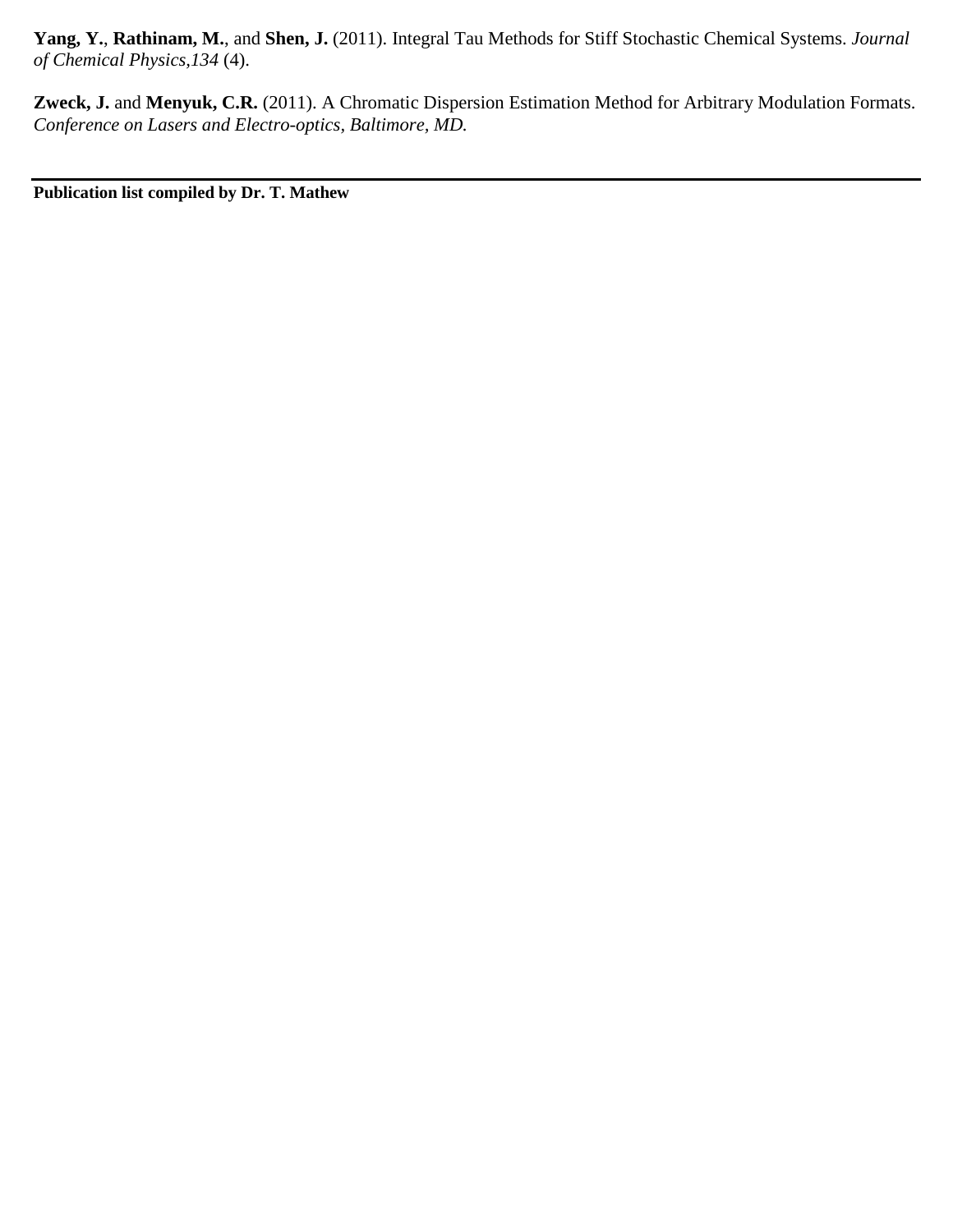**Yang, Y.**, **Rathinam, M.**, and **Shen, J.** (2011). Integral Tau Methods for Stiff Stochastic Chemical Systems. *Journal of Chemical Physics,134* (4).

**Zweck, J.** and **Menyuk, C.R.** (2011). A Chromatic Dispersion Estimation Method for Arbitrary Modulation Formats. *Conference on Lasers and Electro-optics, Baltimore, MD.*

---

**Publication list compiled by Dr. T. Mathew**